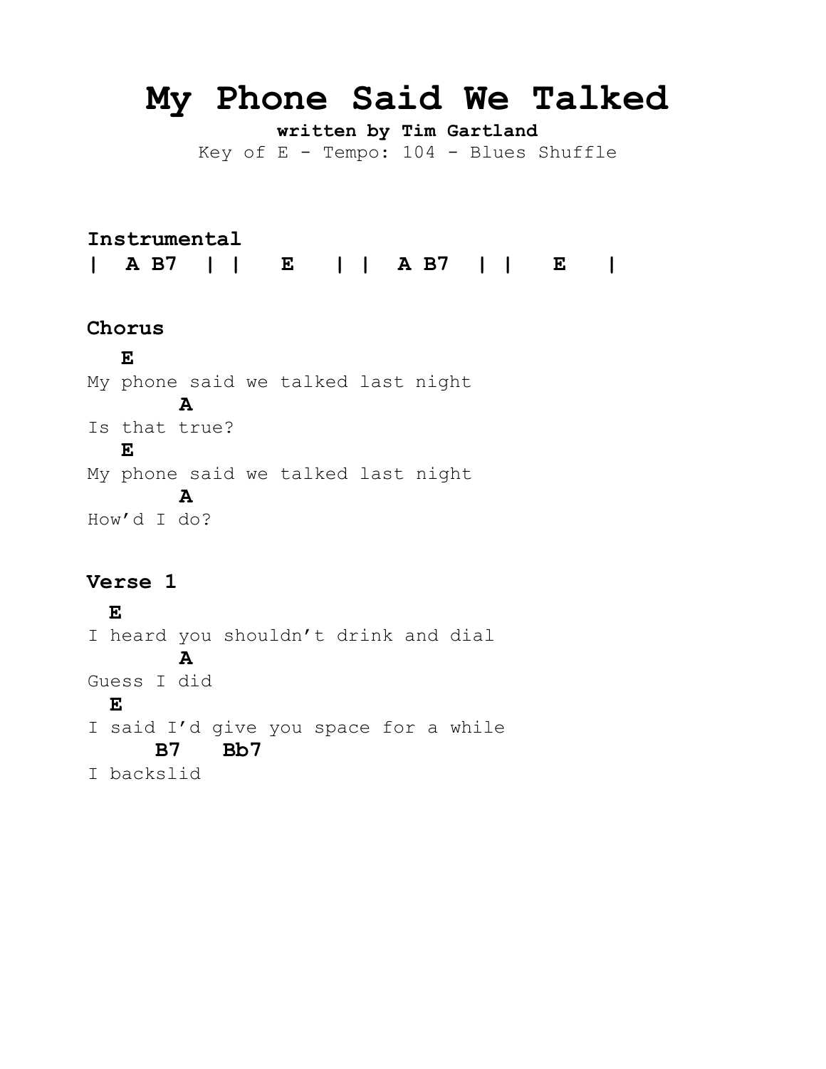# My Phone Said We Talked

**written by Tim Gartland**

Key of E - Tempo: 104 - Blues Shuffle

**Instrumental**

**| A B7 | | E | | A B7 | | E |**

**Chorus**

```
   E
My phone said we talked last night
        A
Is that true?
   E
My phone said we talked last night
        A
How'd I do?
```

**Verse 1**

```
  E
I heard you shouldn't drink and dial
        A
Guess I did
  E
I said I'd give you space for a while
      B7   Bb7
I backslid
```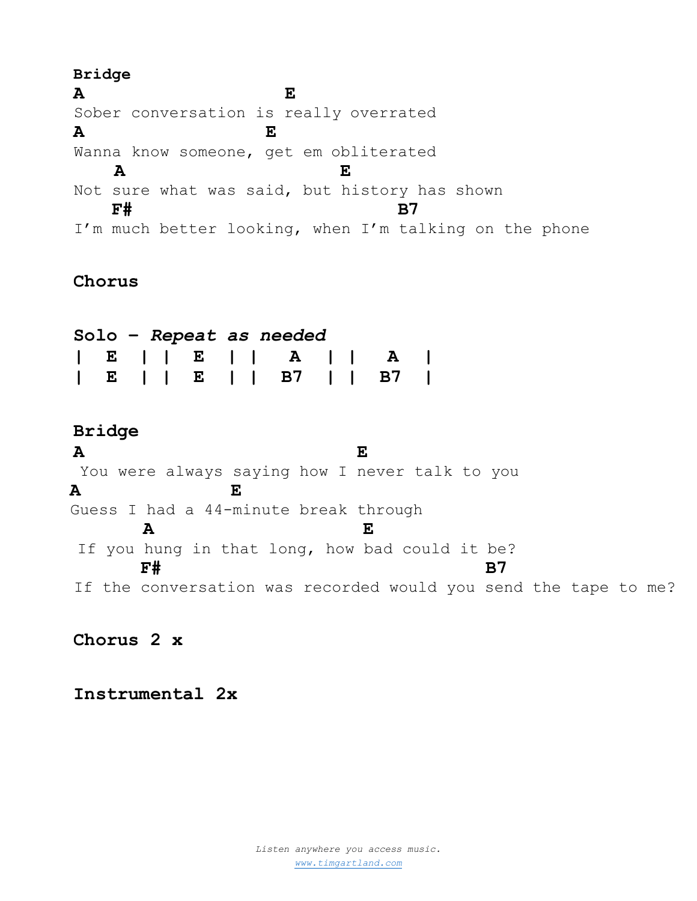**Bridge**

```
A                      E
Sober conversation is really overrated
A                    E
Wanna know someone, get em obliterated
    A                      E
Not sure what was said, but history has shown
    F#                             B7
I'm much better looking, when I'm talking on the phone
```

**Chorus**

**Solo –** ***Repeat as needed***

```
|  E  | |  E  | |  A  | |  A  |
|  E  | |  E  | | B7  | | B7  |
```

**Bridge**

```
A                              E
 You were always saying how I never talk to you
A               E
Guess I had a 44-minute break through
       A                        E
 If you hung in that long, how bad could it be?
       F#                                   B7
If the conversation was recorded would you send the tape to me?
```

**Chorus 2 x**

**Instrumental 2x**

*Listen anywhere you access music.*

[www.timgartland.com](http://www.timgartland.com)